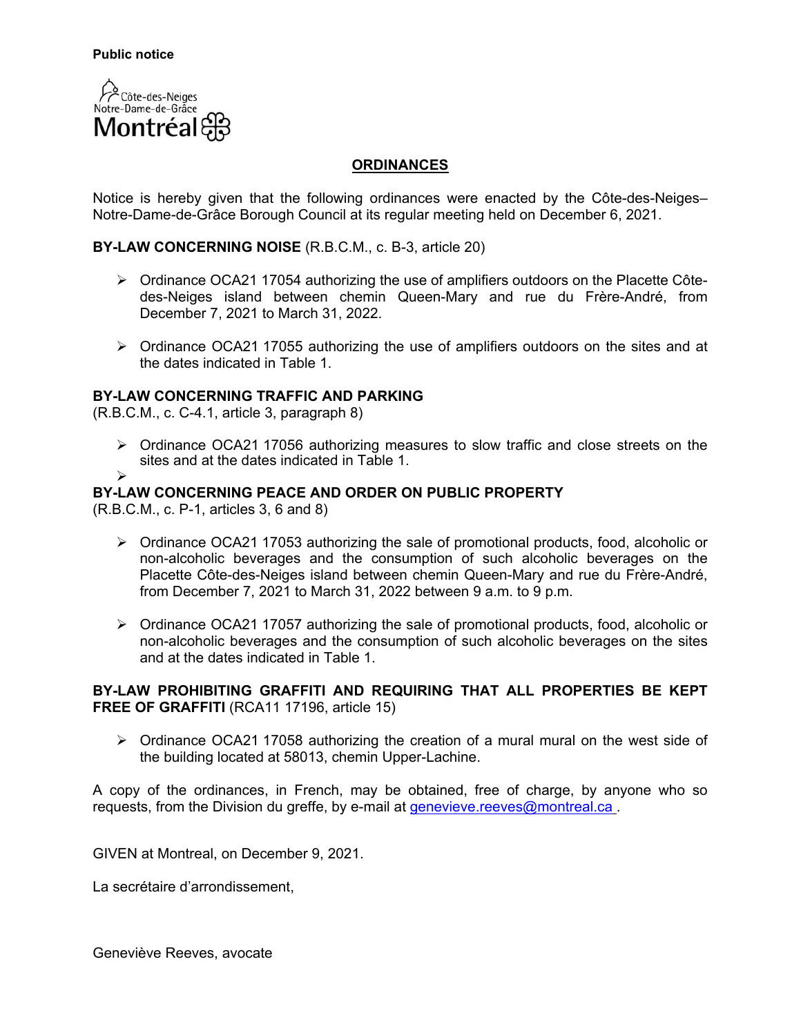**Public notice**

Côte-des-Neiges
Notre-Dame-de-Grâce
Montréal

## ORDINANCES

Notice is hereby given that the following ordinances were enacted by the Côte-des-Neiges–Notre-Dame-de-Grâce Borough Council at its regular meeting held on December 6, 2021.

**BY-LAW CONCERNING NOISE** (R.B.C.M., c. B-3, article 20)

- Ordinance OCA21 17054 authorizing the use of amplifiers outdoors on the Placette Côte-des-Neiges island between chemin Queen-Mary and rue du Frère-André, from December 7, 2021 to March 31, 2022.
- Ordinance OCA21 17055 authorizing the use of amplifiers outdoors on the sites and at the dates indicated in Table 1.

**BY-LAW CONCERNING TRAFFIC AND PARKING**
(R.B.C.M., c. C-4.1, article 3, paragraph 8)

- Ordinance OCA21 17056 authorizing measures to slow traffic and close streets on the sites and at the dates indicated in Table 1.

**BY-LAW CONCERNING PEACE AND ORDER ON PUBLIC PROPERTY**
(R.B.C.M., c. P-1, articles 3, 6 and 8)

- Ordinance OCA21 17053 authorizing the sale of promotional products, food, alcoholic or non-alcoholic beverages and the consumption of such alcoholic beverages on the Placette Côte-des-Neiges island between chemin Queen-Mary and rue du Frère-André, from December 7, 2021 to March 31, 2022 between 9 a.m. to 9 p.m.
- Ordinance OCA21 17057 authorizing the sale of promotional products, food, alcoholic or non-alcoholic beverages and the consumption of such alcoholic beverages on the sites and at the dates indicated in Table 1.

**BY-LAW PROHIBITING GRAFFITI AND REQUIRING THAT ALL PROPERTIES BE KEPT FREE OF GRAFFITI** (RCA11 17196, article 15)

- Ordinance OCA21 17058 authorizing the creation of a mural mural on the west side of the building located at 58013, chemin Upper-Lachine.

A copy of the ordinances, in French, may be obtained, free of charge, by anyone who so requests, from the Division du greffe, by e-mail at genevieve.reeves@montreal.ca .

GIVEN at Montreal, on December 9, 2021.

La secrétaire d'arrondissement,

Geneviève Reeves, avocate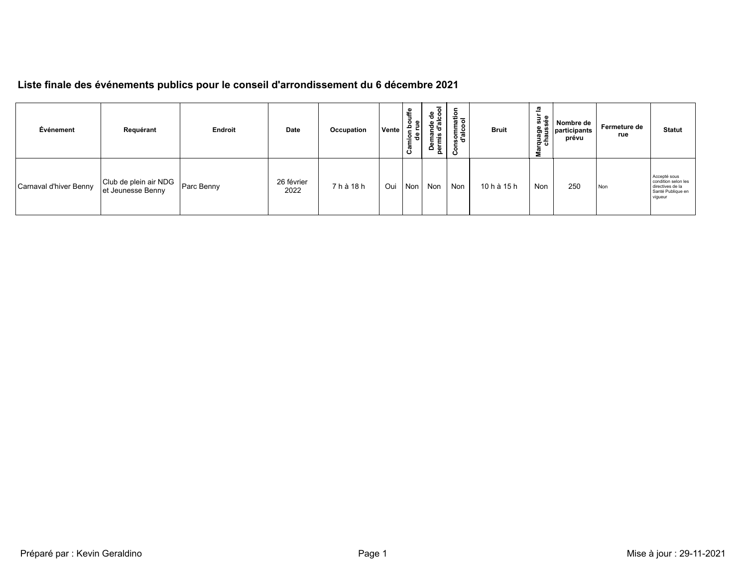## Liste finale des événements publics pour le conseil d'arrondissement du 6 décembre 2021

| Événement | Requérant | Endroit | Date | Occupation | Vente | Camion bouffe de rue | Demande de permis d'alcool | Consommation d'alcool | Bruit | Marquage sur la chaussée | Nombre de participants prévu | Fermeture de rue | Statut |
|---|---|---|---|---|---|---|---|---|---|---|---|---|---|
| Carnaval d'hiver Benny | Club de plein air NDG et Jeunesse Benny | Parc Benny | 26 février 2022 | 7 h à 18 h | Oui | Non | Non | Non | 10 h à 15 h | Non | 250 | Non | Accepté sous condition selon les directives de la Santé Publique en vigueur |

Préparé par : Kevin Geraldino

Mise à jour : 29-11-2021